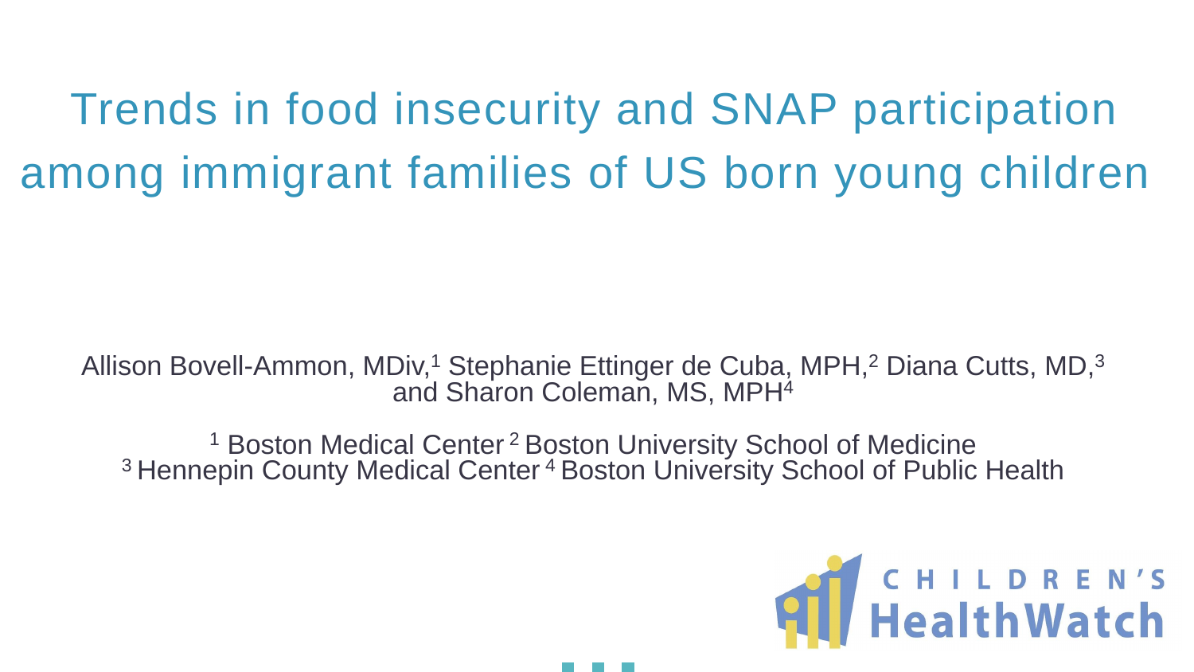# Trends in food insecurity and SNAP participation among immigrant families of US born young children

Allison Bovell-Ammon, MDiv,[1] Stephanie Ettinger de Cuba, MPH,[2] Diana Cutts, MD,[3] and Sharon Coleman, MS, MPH[4]

[1] Boston Medical Center [2] Boston University School of Medicine
[3] Hennepin County Medical Center [4] Boston University School of Public Health

CHILDREN'S HealthWatch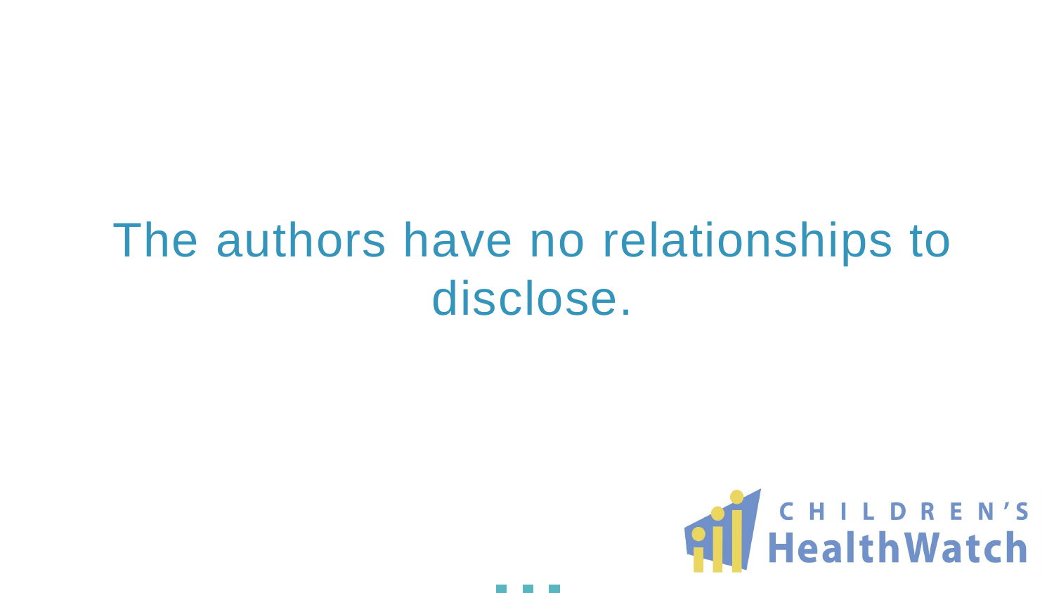The authors have no relationships to disclose.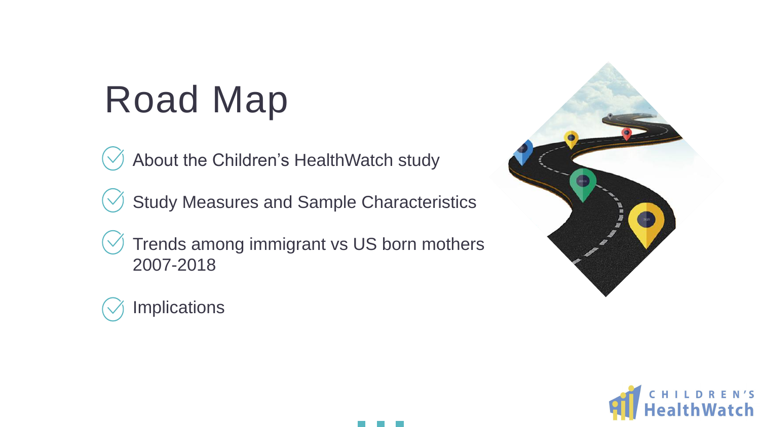# Road Map

- About the Children's HealthWatch study
- Study Measures and Sample Characteristics
- Trends among immigrant vs US born mothers 2007-2018
- Implications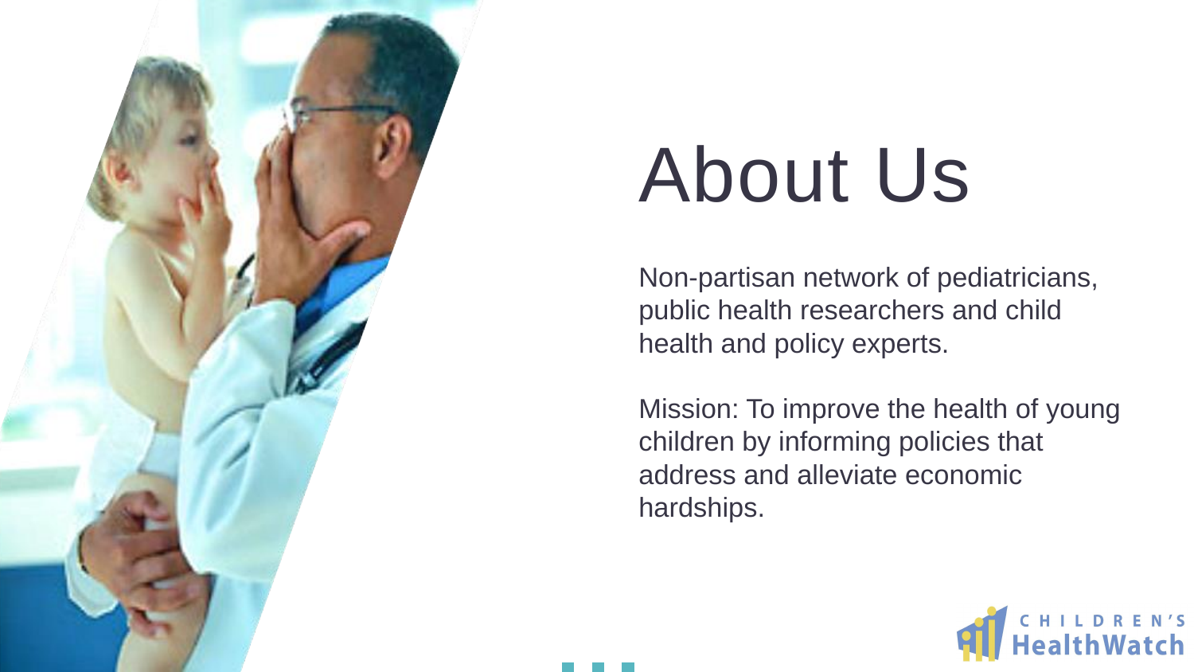# About Us

Non-partisan network of pediatricians, public health researchers and child health and policy experts.

Mission: To improve the health of young children by informing policies that address and alleviate economic hardships.

CHILDREN'S HealthWatch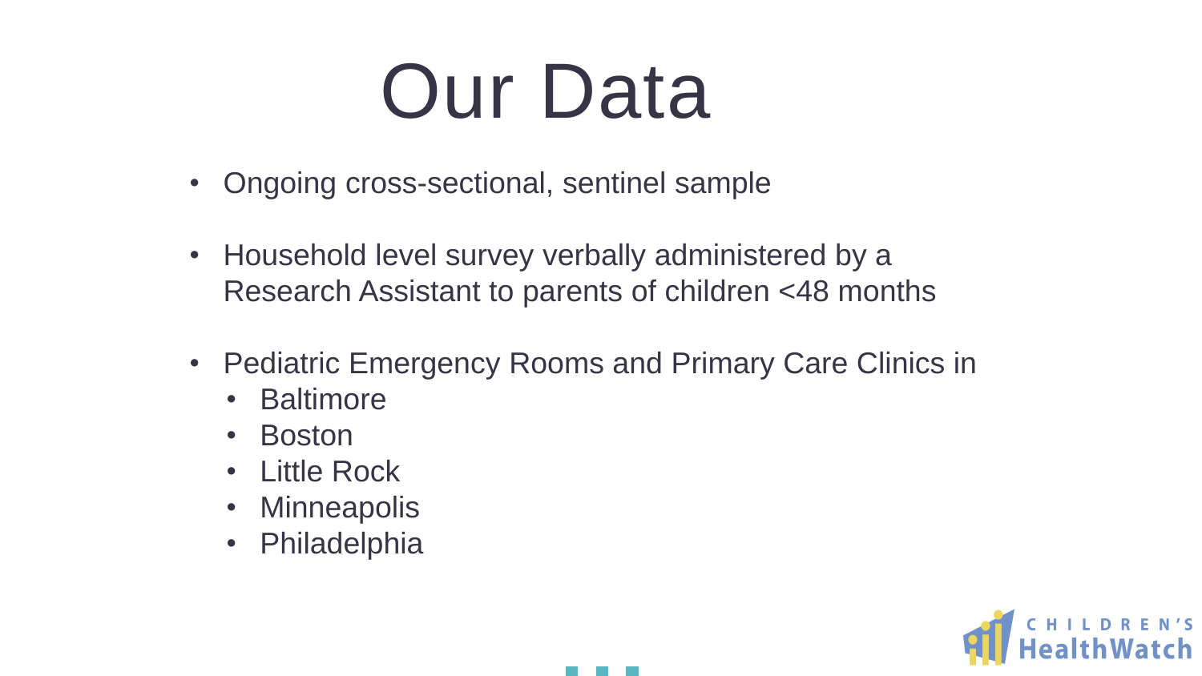# Our Data

- Ongoing cross-sectional, sentinel sample
- Household level survey verbally administered by a Research Assistant to parents of children <48 months
- Pediatric Emergency Rooms and Primary Care Clinics in
  - Baltimore
  - Boston
  - Little Rock
  - Minneapolis
  - Philadelphia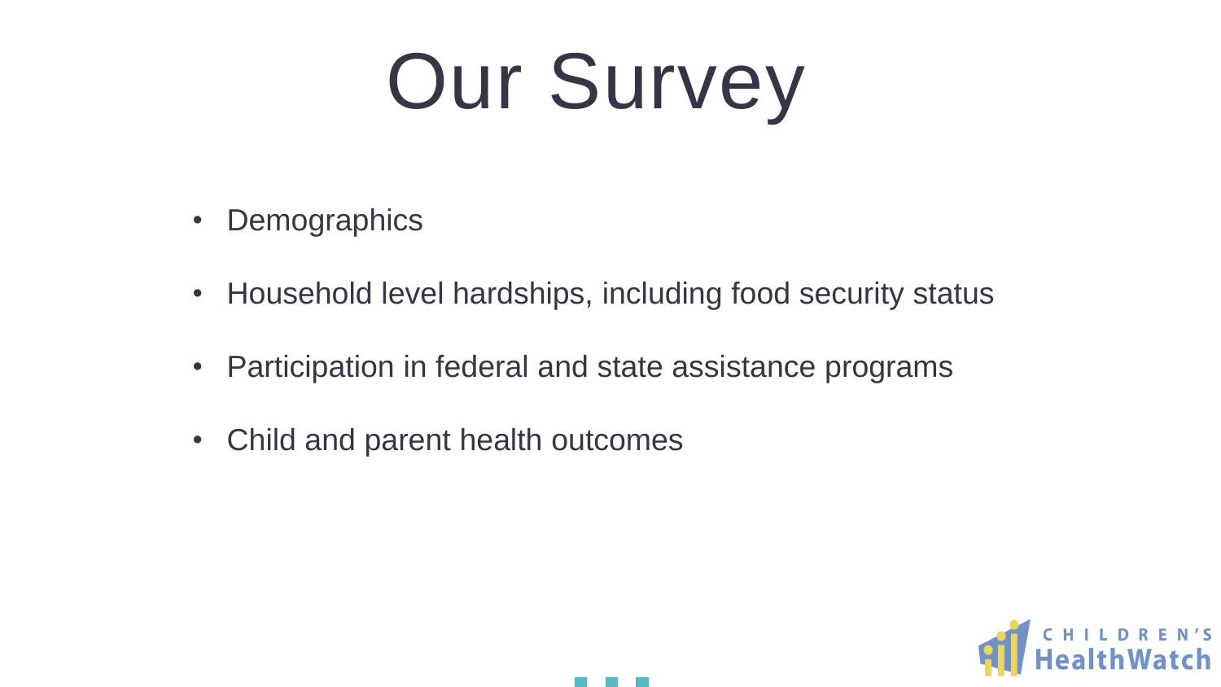# Our Survey

- Demographics
- Household level hardships, including food security status
- Participation in federal and state assistance programs
- Child and parent health outcomes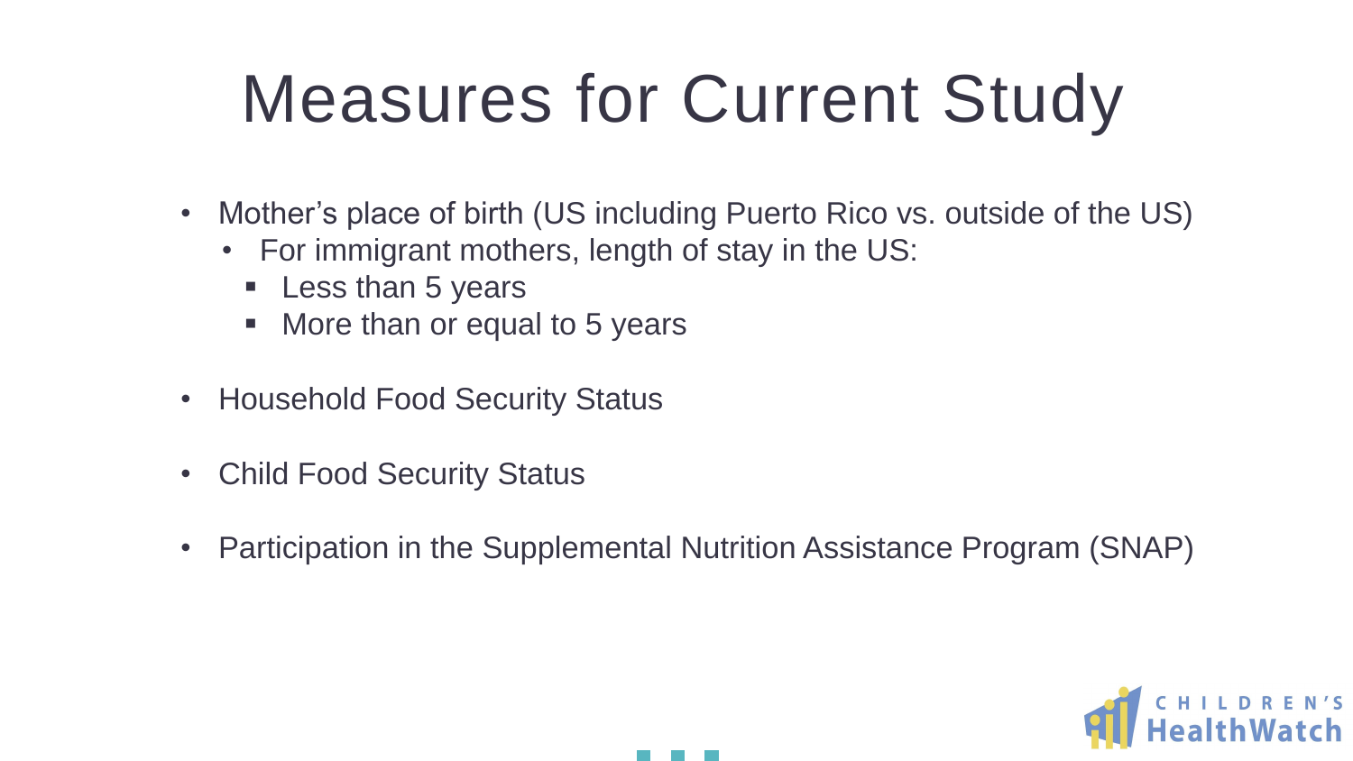# Measures for Current Study

- Mother's place of birth (US including Puerto Rico vs. outside of the US)
  - For immigrant mothers, length of stay in the US:
    - Less than 5 years
    - More than or equal to 5 years
- Household Food Security Status
- Child Food Security Status
- Participation in the Supplemental Nutrition Assistance Program (SNAP)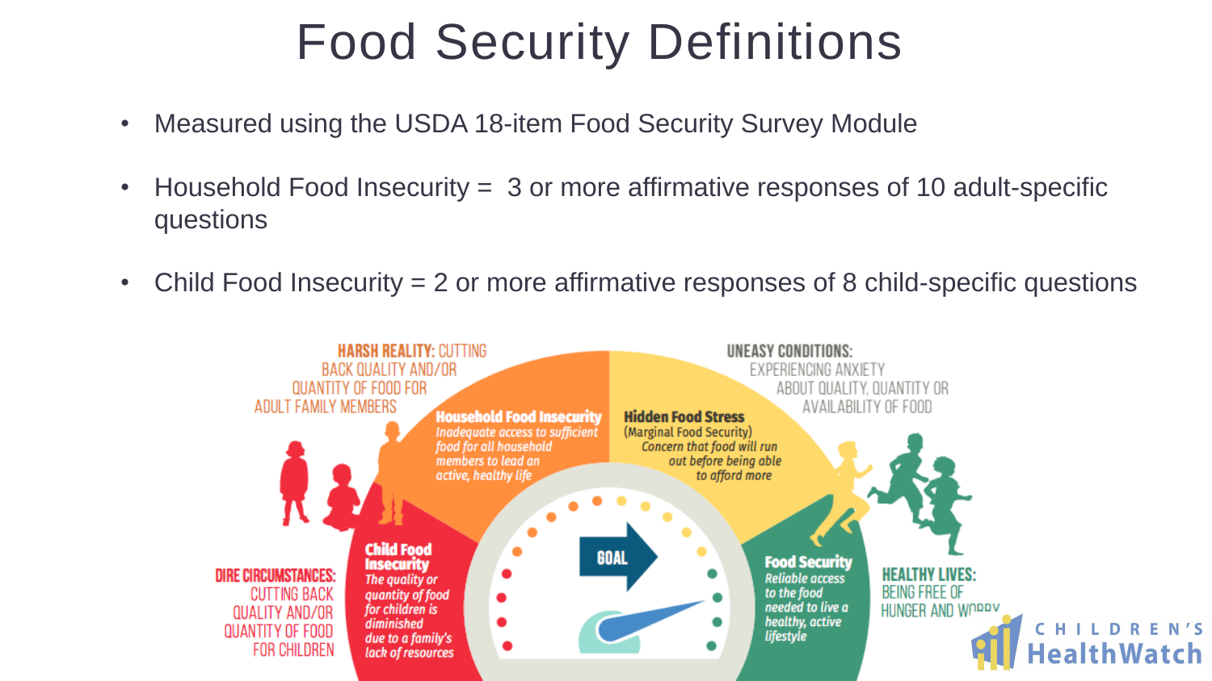# Food Security Definitions

- Measured using the USDA 18-item Food Security Survey Module
- Household Food Insecurity = 3 or more affirmative responses of 10 adult-specific questions
- Child Food Insecurity = 2 or more affirmative responses of 8 child-specific questions

**HARSH REALITY:** CUTTING BACK QUALITY AND/OR QUANTITY OF FOOD FOR ADULT FAMILY MEMBERS

**UNEASY CONDITIONS:** EXPERIENCING ANXIETY ABOUT QUALITY, QUANTITY OR AVAILABILITY OF FOOD

**Household Food Insecurity**
*Inadequate access to sufficient food for all household members to lead an active, healthy life*

**Hidden Food Stress**
(Marginal Food Security)
*Concern that food will run out before being able to afford more*

**Child Food Insecurity**
*The quality or quantity of food for children is diminished due to a family's lack of resources*

GOAL

**Food Security**
*Reliable access to the food needed to live a healthy, active lifestyle*

**DIRE CIRCUMSTANCES:** CUTTING BACK QUALITY AND/OR QUANTITY OF FOOD FOR CHILDREN

**HEALTHY LIVES:** BEING FREE OF HUNGER AND WORRY

CHILDREN'S HealthWatch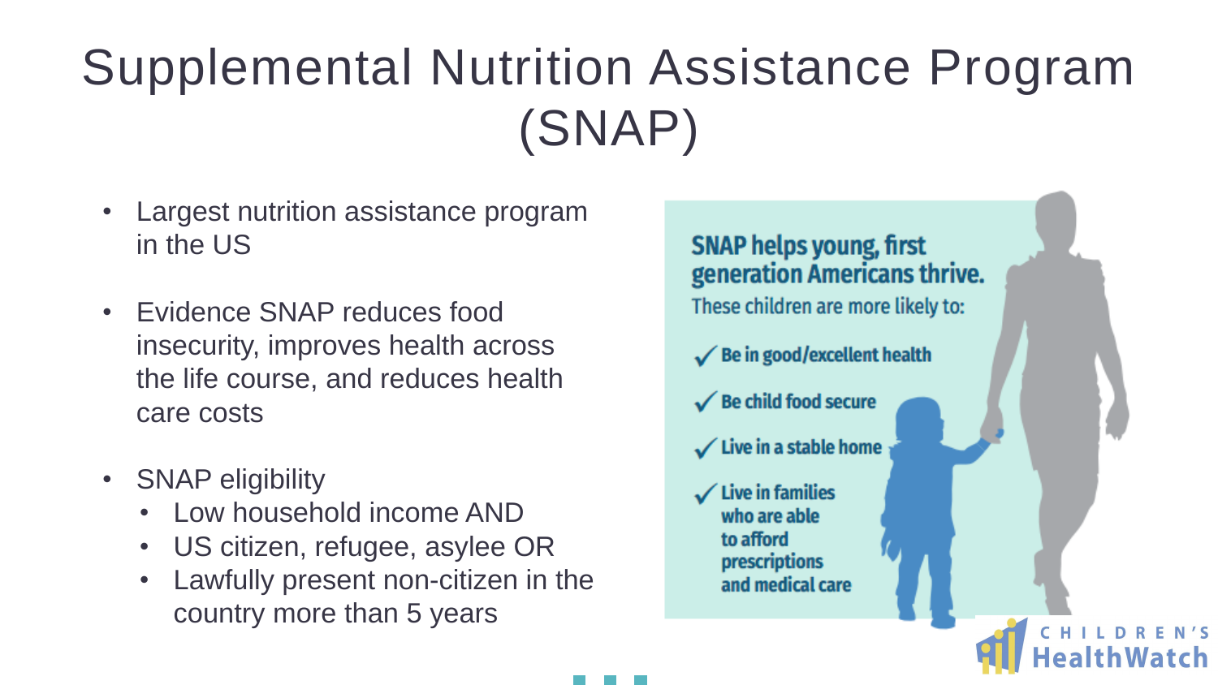# Supplemental Nutrition Assistance Program (SNAP)

- Largest nutrition assistance program in the US
- Evidence SNAP reduces food insecurity, improves health across the life course, and reduces health care costs
- SNAP eligibility
  - Low household income AND
  - US citizen, refugee, asylee OR
  - Lawfully present non-citizen in the country more than 5 years

**SNAP helps young, first generation Americans thrive.**

These children are more likely to:

- ✓ Be in good/excellent health
- ✓ Be child food secure
- ✓ Live in a stable home
- ✓ Live in families who are able to afford prescriptions and medical care

CHILDREN'S HealthWatch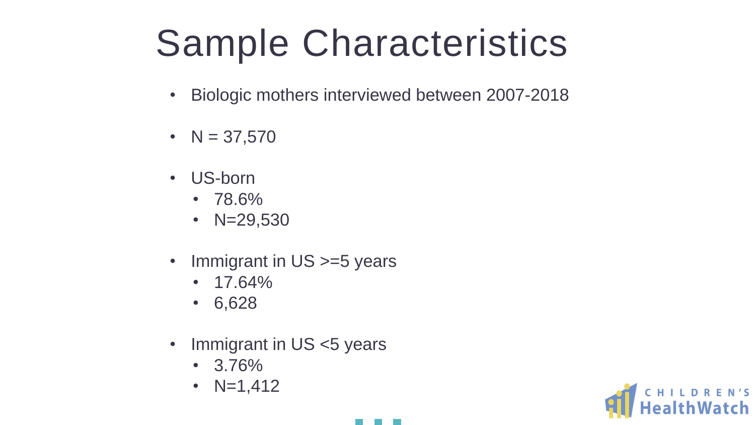# Sample Characteristics

- Biologic mothers interviewed between 2007-2018
- N = 37,570
- US-born
  - 78.6%
  - N=29,530
- Immigrant in US >=5 years
  - 17.64%
  - 6,628
- Immigrant in US <5 years
  - 3.76%
  - N=1,412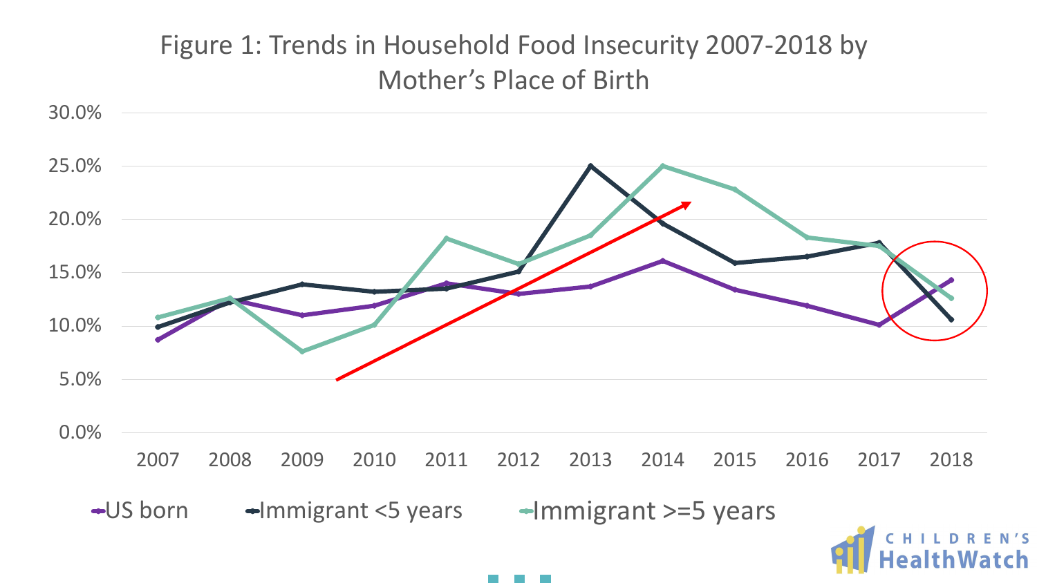# Figure 1: Trends in Household Food Insecurity 2007-2018 by Mother's Place of Birth

30.0%
25.0%
20.0%
15.0%
10.0%
5.0%
0.0%

2007 2008 2009 2010 2011 2012 2013 2014 2015 2016 2017 2018

- US born
- Immigrant <5 years
- Immigrant >=5 years

CHILDREN'S HealthWatch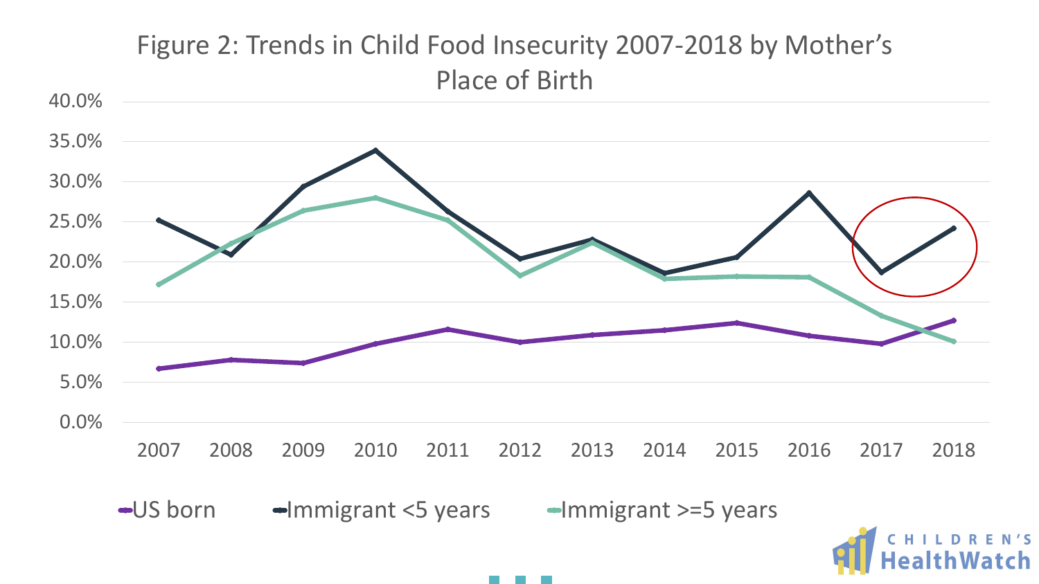# Figure 2: Trends in Child Food Insecurity 2007-2018 by Mother's Place of Birth

40.0%
35.0%
30.0%
25.0%
20.0%
15.0%
10.0%
5.0%
0.0%

2007 2008 2009 2010 2011 2012 2013 2014 2015 2016 2017 2018

US born | Immigrant <5 years | Immigrant >=5 years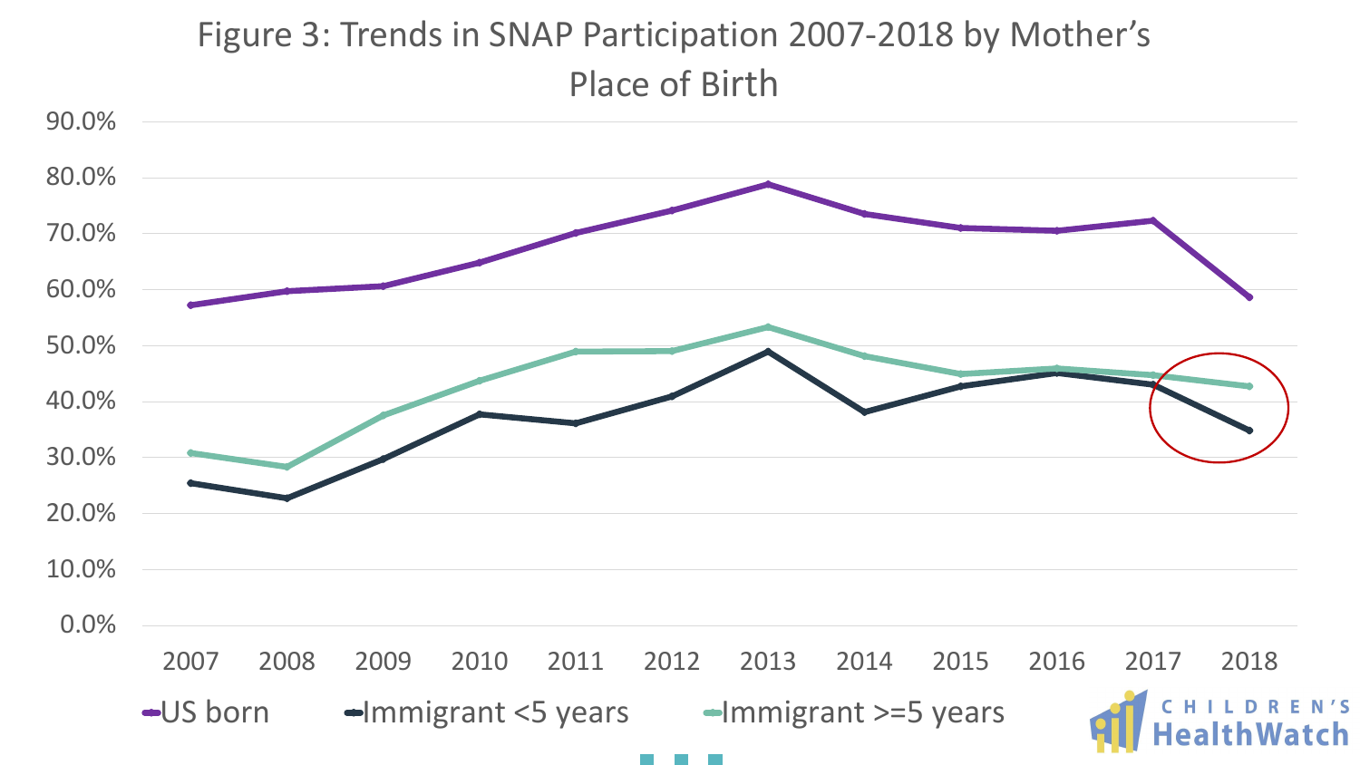## Figure 3: Trends in SNAP Participation 2007-2018 by Mother's Place of Birth

| Year | US born | Immigrant <5 years | Immigrant >=5 years |
|---|---|---|---|
| 2007 | 57.2% | 25.4% | 30.8% |
| 2008 | 59.7% | 22.7% | 28.3% |
| 2009 | 60.6% | 29.7% | 37.6% |
| 2010 | 64.8% | 37.8% | 43.8% |
| 2011 | 70.1% | 36.2% | 48.9% |
| 2012 | 74.1% | 40.9% | 49.0% |
| 2013 | 78.9% | 48.9% | 53.4% |
| 2014 | 73.5% | 38.2% | 48.1% |
| 2015 | 71.0% | 42.8% | 45.0% |
| 2016 | 70.5% | 45.1% | 45.9% |
| 2017 | 72.3% | 43.0% | 44.7% |
| 2018 | 58.6% | 34.8% | 42.7% |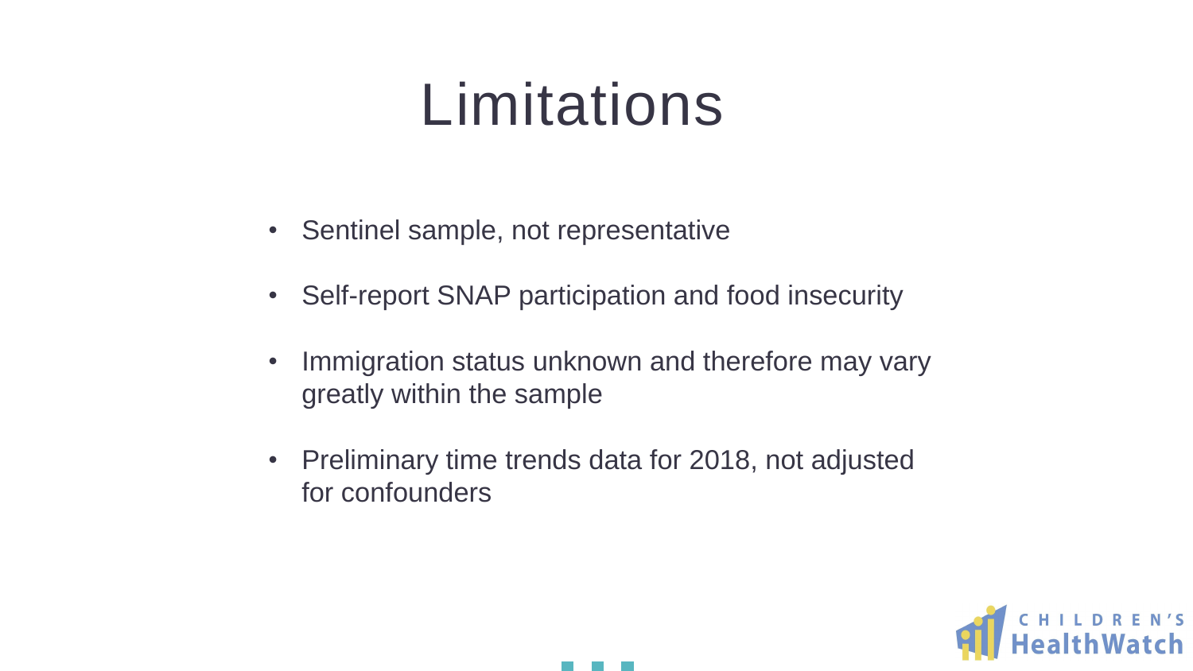# Limitations

- Sentinel sample, not representative
- Self-report SNAP participation and food insecurity
- Immigration status unknown and therefore may vary greatly within the sample
- Preliminary time trends data for 2018, not adjusted for confounders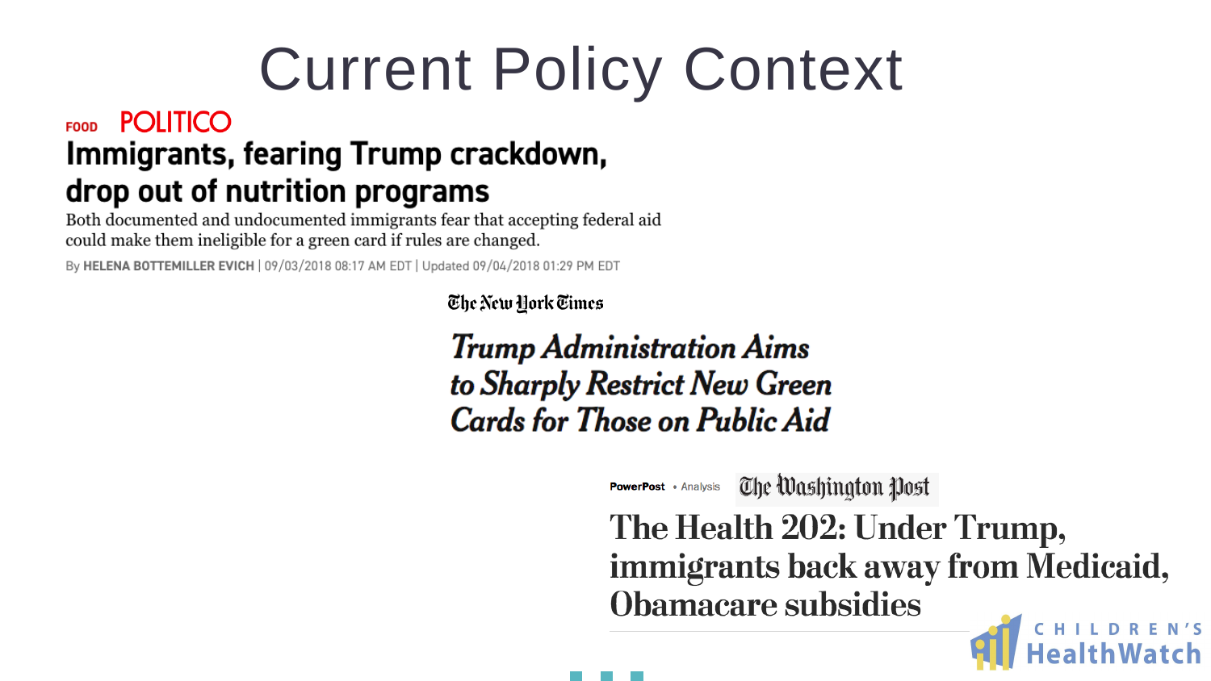# Current Policy Context

FOOD POLITICO

## Immigrants, fearing Trump crackdown, drop out of nutrition programs

Both documented and undocumented immigrants fear that accepting federal aid could make them ineligible for a green card if rules are changed.

By HELENA BOTTEMILLER EVICH | 09/03/2018 08:17 AM EDT | Updated 09/04/2018 01:29 PM EDT

The New York Times

## *Trump Administration Aims to Sharply Restrict New Green Cards for Those on Public Aid*

PowerPost • Analysis The Washington Post

## The Health 202: Under Trump, immigrants back away from Medicaid, Obamacare subsidies

CHILDREN'S HealthWatch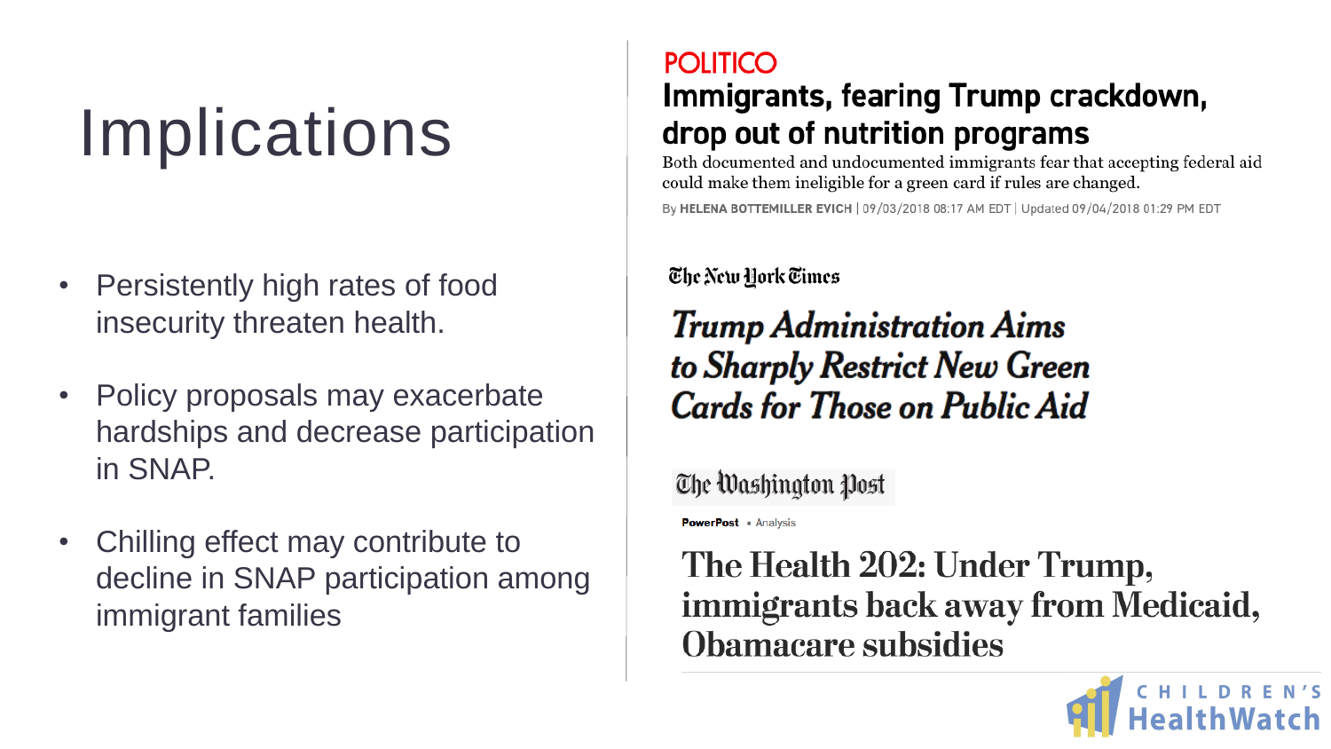# Implications

- Persistently high rates of food insecurity threaten health.
- Policy proposals may exacerbate hardships and decrease participation in SNAP.
- Chilling effect may contribute to decline in SNAP participation among immigrant families

POLITICO

## Immigrants, fearing Trump crackdown, drop out of nutrition programs

Both documented and undocumented immigrants fear that accepting federal aid could make them ineligible for a green card if rules are changed.

By **HELENA BOTTEMILLER EVICH** | 09/03/2018 08:17 AM EDT | Updated 09/04/2018 01:29 PM EDT

The New York Times

## *Trump Administration Aims to Sharply Restrict New Green Cards for Those on Public Aid*

The Washington Post

**PowerPost** • Analysis

## The Health 202: Under Trump, immigrants back away from Medicaid, Obamacare subsidies

CHILDREN'S HealthWatch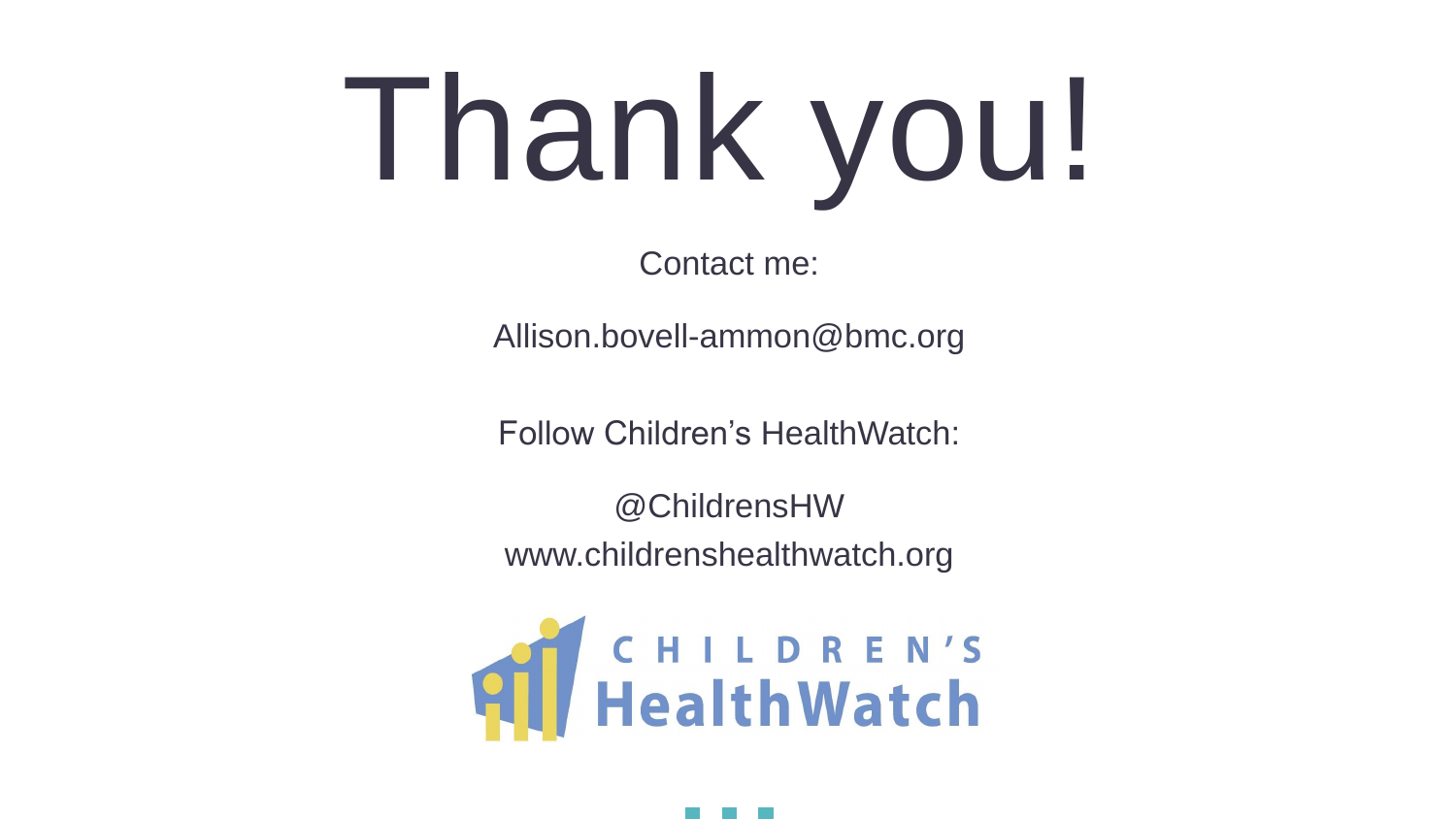# Thank you!

Contact me:

Allison.bovell-ammon@bmc.org

Follow Children's HealthWatch:

@ChildrensHW
www.childrenshealthwatch.org

CHILDREN'S HealthWatch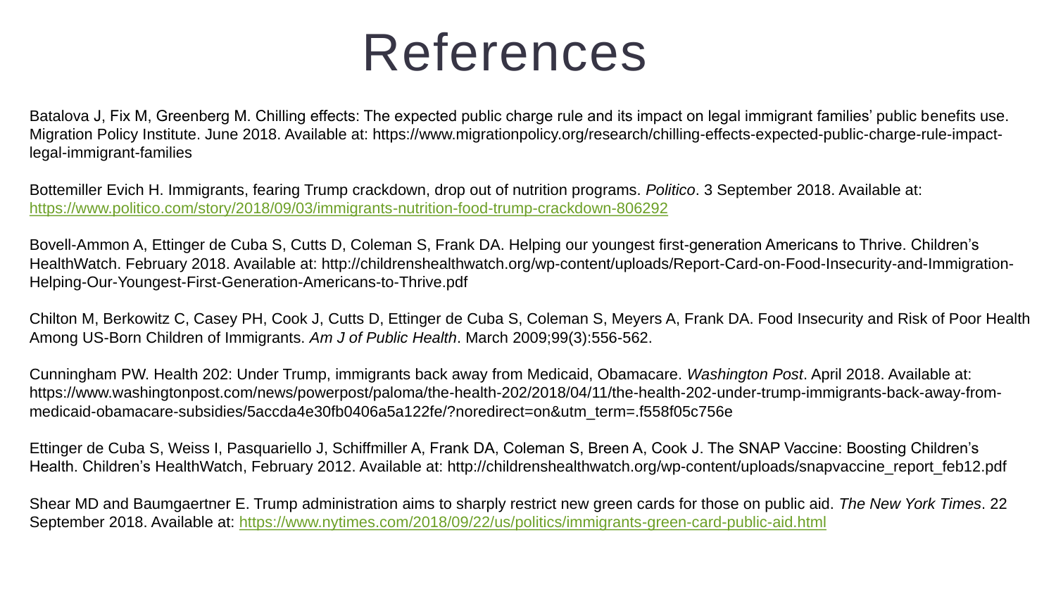# References

Batalova J, Fix M, Greenberg M. Chilling effects: The expected public charge rule and its impact on legal immigrant families' public benefits use. Migration Policy Institute. June 2018. Available at: https://www.migrationpolicy.org/research/chilling-effects-expected-public-charge-rule-impact-legal-immigrant-families

Bottemiller Evich H. Immigrants, fearing Trump crackdown, drop out of nutrition programs. *Politico*. 3 September 2018. Available at: [https://www.politico.com/story/2018/09/03/immigrants-nutrition-food-trump-crackdown-806292](https://www.politico.com/story/2018/09/03/immigrants-nutrition-food-trump-crackdown-806292)

Bovell-Ammon A, Ettinger de Cuba S, Cutts D, Coleman S, Frank DA. Helping our youngest first-generation Americans to Thrive. Children's HealthWatch. February 2018. Available at: http://childrenshealthwatch.org/wp-content/uploads/Report-Card-on-Food-Insecurity-and-Immigration-Helping-Our-Youngest-First-Generation-Americans-to-Thrive.pdf

Chilton M, Berkowitz C, Casey PH, Cook J, Cutts D, Ettinger de Cuba S, Coleman S, Meyers A, Frank DA. Food Insecurity and Risk of Poor Health Among US-Born Children of Immigrants. *Am J of Public Health*. March 2009;99(3):556-562.

Cunningham PW. Health 202: Under Trump, immigrants back away from Medicaid, Obamacare. *Washington Post*. April 2018. Available at: https://www.washingtonpost.com/news/powerpost/paloma/the-health-202/2018/04/11/the-health-202-under-trump-immigrants-back-away-from-medicaid-obamacare-subsidies/5accda4e30fb0406a5a122fe/?noredirect=on&utm_term=.f558f05c756e

Ettinger de Cuba S, Weiss I, Pasquariello J, Schiffmiller A, Frank DA, Coleman S, Breen A, Cook J. The SNAP Vaccine: Boosting Children's Health. Children's HealthWatch, February 2012. Available at: http://childrenshealthwatch.org/wp-content/uploads/snapvaccine_report_feb12.pdf

Shear MD and Baumgaertner E. Trump administration aims to sharply restrict new green cards for those on public aid. *The New York Times*. 22 September 2018. Available at: [https://www.nytimes.com/2018/09/22/us/politics/immigrants-green-card-public-aid.html](https://www.nytimes.com/2018/09/22/us/politics/immigrants-green-card-public-aid.html)